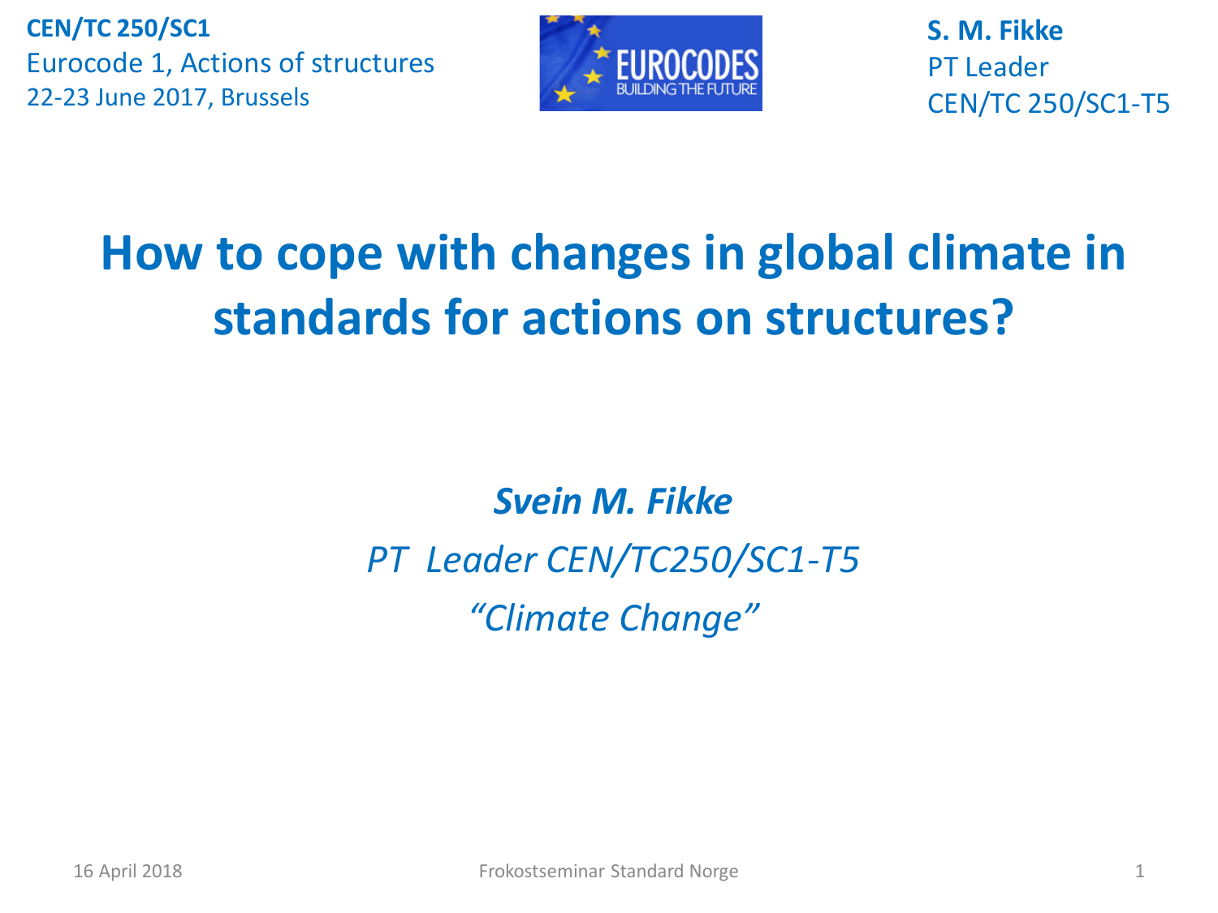**CEN/TC 250/SC1**
Eurocode 1, Actions of structures
22-23 June 2017, Brussels

**S. M. Fikke**
PT Leader
CEN/TC 250/SC1-T5

# How to cope with changes in global climate in standards for actions on structures?

***Svein M. Fikke***

*PT Leader CEN/TC250/SC1-T5*

*"Climate Change"*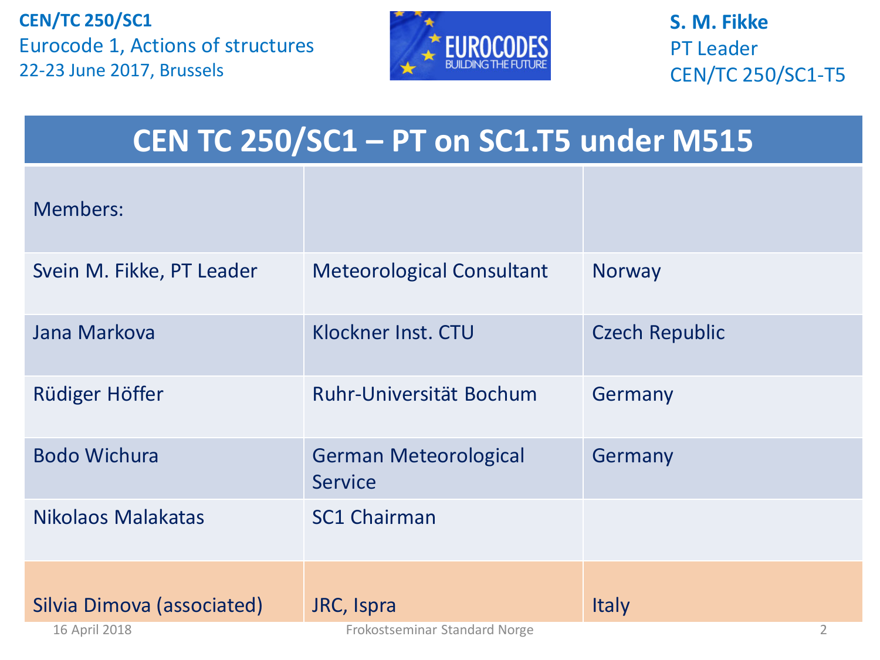CEN/TC 250/SC1
Eurocode 1, Actions of structures
22-23 June 2017, Brussels

**S. M. Fikke**
PT Leader
CEN/TC 250/SC1-T5

# CEN TC 250/SC1 – PT on SC1.T5 under M515

| Members: | | |
|---|---|---|
| Svein M. Fikke, PT Leader | Meteorological Consultant | Norway |
| Jana Markova | Klockner Inst. CTU | Czech Republic |
| Rüdiger Höffer | Ruhr-Universität Bochum | Germany |
| Bodo Wichura | German Meteorological Service | Germany |
| Nikolaos Malakatas | SC1 Chairman | |
| Silvia Dimova (associated) | JRC, Ispra | Italy |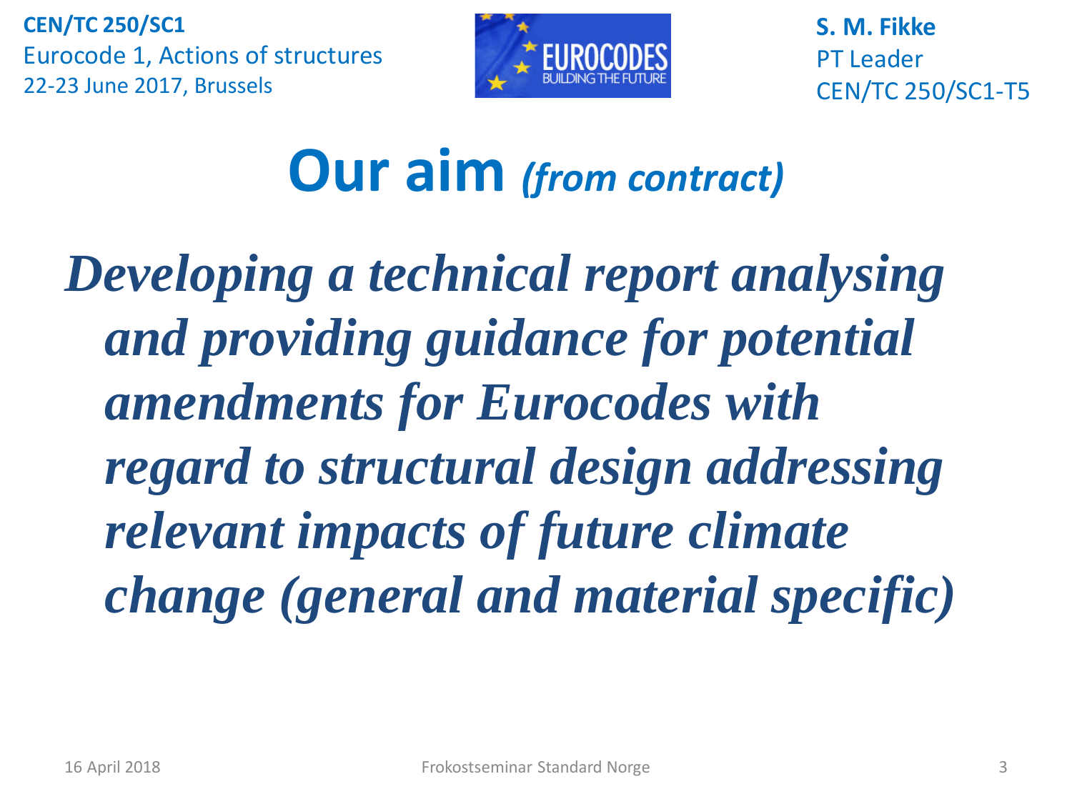# Our aim *(from contract)*

***Developing a technical report analysing and providing guidance for potential amendments for Eurocodes with regard to structural design addressing relevant impacts of future climate change (general and material specific)***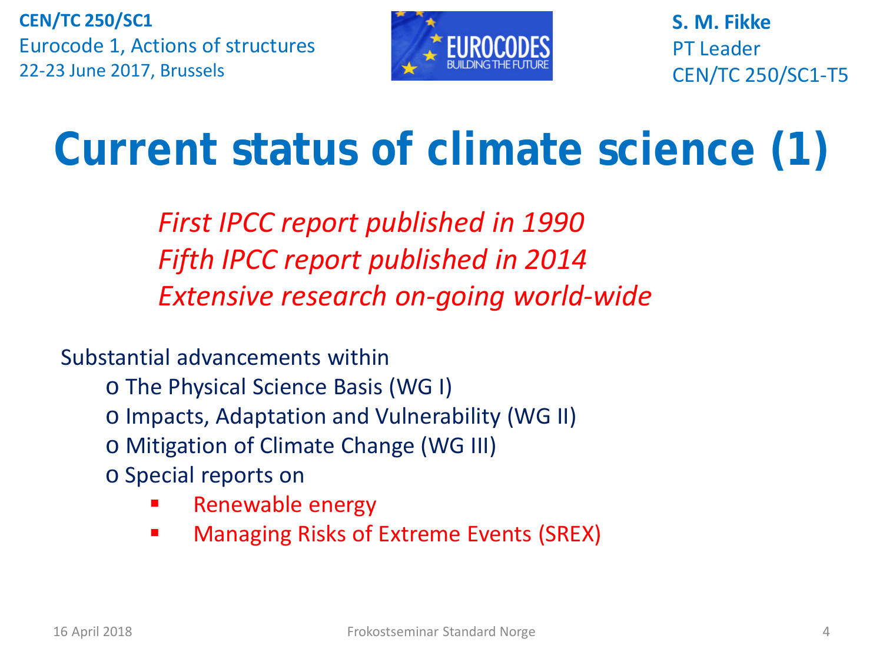# Current status of climate science (1)

*First IPCC report published in 1990*
*Fifth IPCC report published in 2014*
*Extensive research on-going world-wide*

Substantial advancements within

- The Physical Science Basis (WG I)
- Impacts, Adaptation and Vulnerability (WG II)
- Mitigation of Climate Change (WG III)
- Special reports on
  - Renewable energy
  - Managing Risks of Extreme Events (SREX)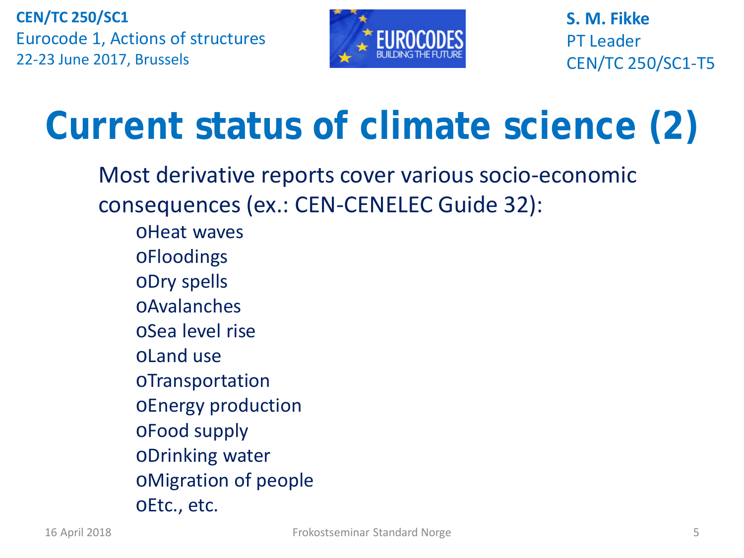CEN/TC 250/SC1
Eurocode 1, Actions of structures
22-23 June 2017, Brussels

S. M. Fikke
PT Leader
CEN/TC 250/SC1-T5

# Current status of climate science (2)

Most derivative reports cover various socio-economic consequences (ex.: CEN-CENELEC Guide 32):

- Heat waves
- Floodings
- Dry spells
- Avalanches
- Sea level rise
- Land use
- Transportation
- Energy production
- Food supply
- Drinking water
- Migration of people
- Etc., etc.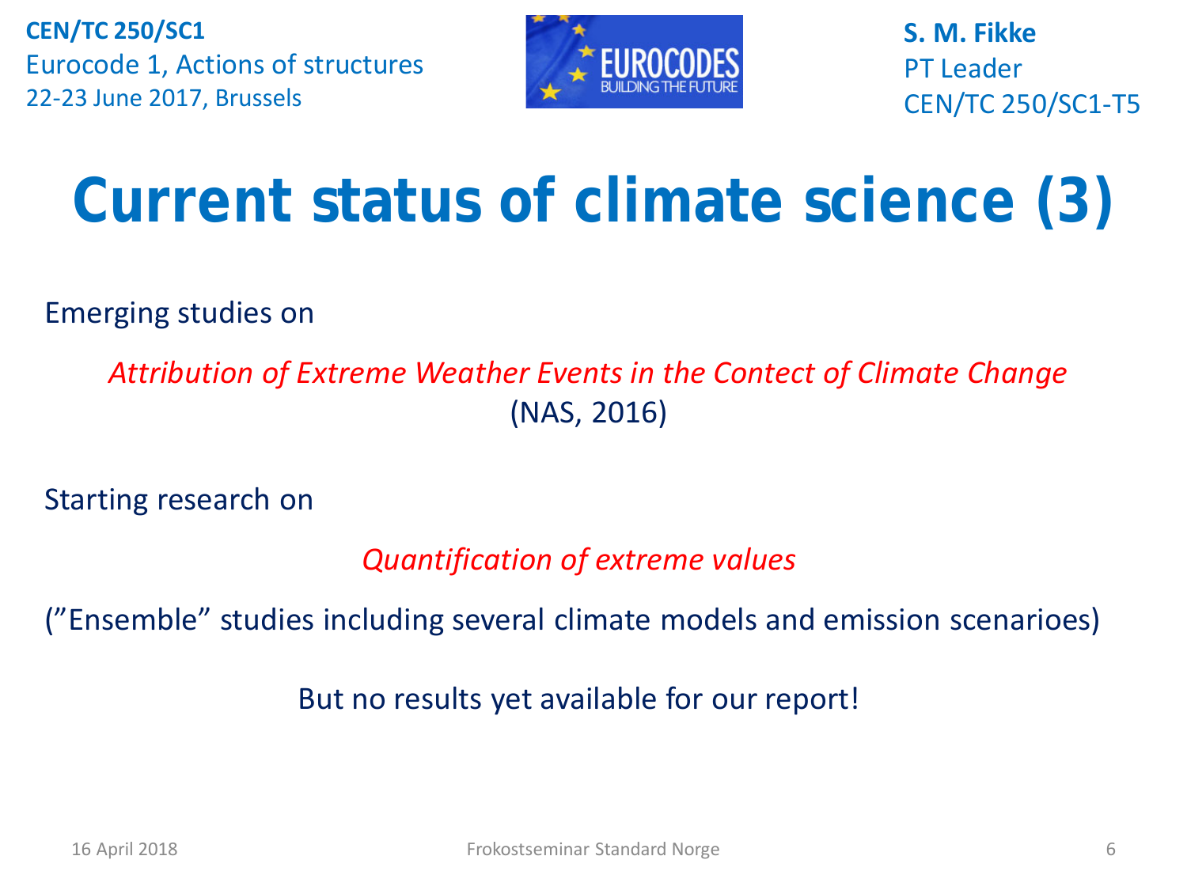# Current status of climate science (3)

Emerging studies on

*Attribution of Extreme Weather Events in the Contect of Climate Change*
(NAS, 2016)

Starting research on

*Quantification of extreme values*

(”Ensemble” studies including several climate models and emission scenarioes)

But no results yet available for our report!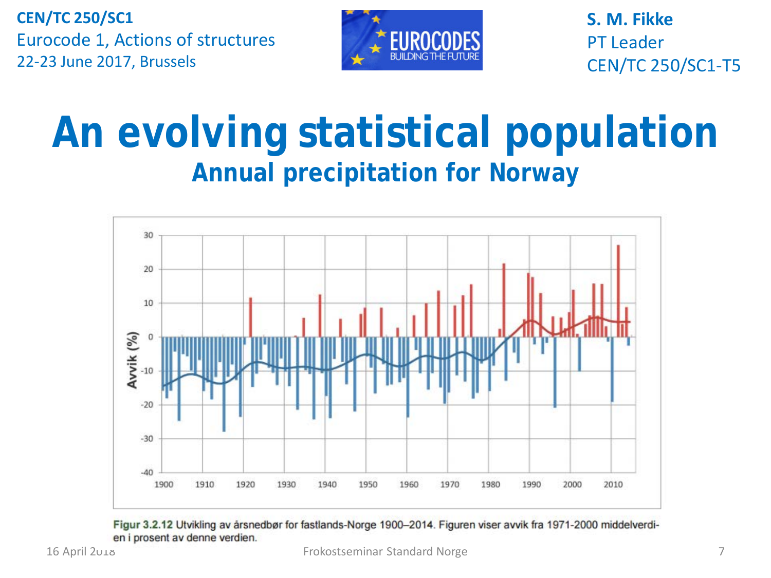# An evolving statistical population

## Annual precipitation for Norway

Figur 3.2.12 Utvikling av årsnedbør for fastlands-Norge 1900–2014. Figuren viser avvik fra 1971-2000 middelverdien i prosent av denne verdien.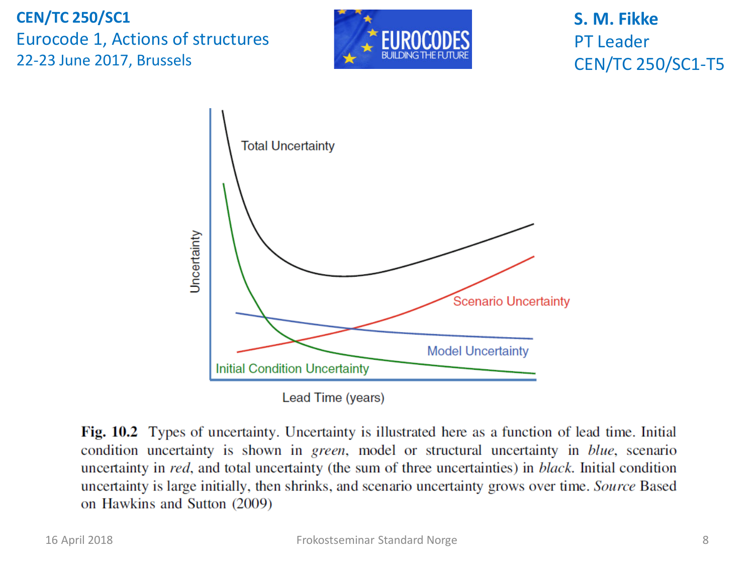CEN/TC 250/SC1
Eurocode 1, Actions of structures
22-23 June 2017, Brussels

S. M. Fikke
PT Leader
CEN/TC 250/SC1-T5

**Fig. 10.2** Types of uncertainty. Uncertainty is illustrated here as a function of lead time. Initial condition uncertainty is shown in *green*, model or structural uncertainty in *blue*, scenario uncertainty in *red*, and total uncertainty (the sum of three uncertainties) in *black*. Initial condition uncertainty is large initially, then shrinks, and scenario uncertainty grows over time. *Source* Based on Hawkins and Sutton (2009)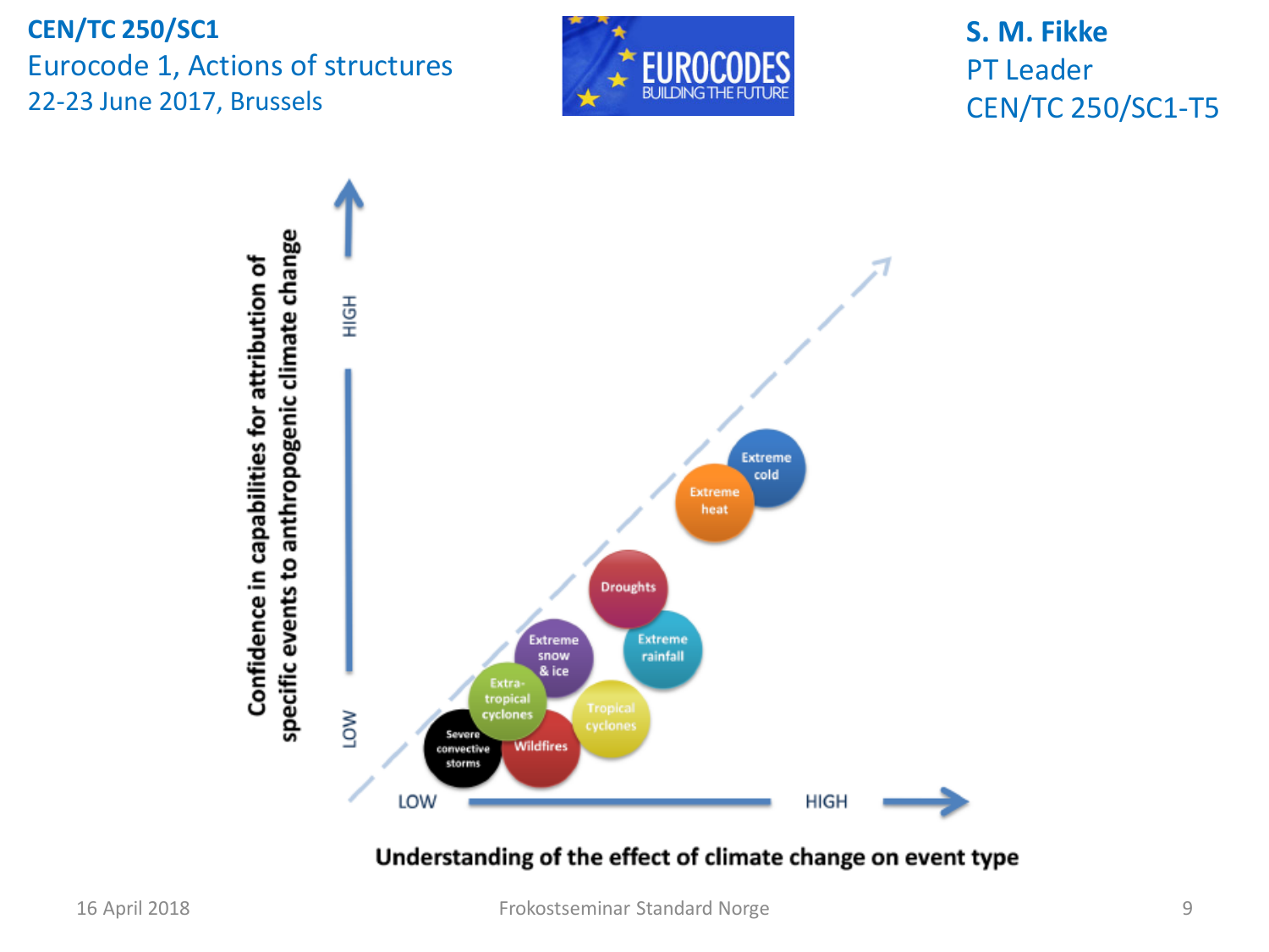**CEN/TC 250/SC1**
Eurocode 1, Actions of structures
22-23 June 2017, Brussels

EUROCODES BUILDING THE FUTURE

**S. M. Fikke**
PT Leader
CEN/TC 250/SC1-T5

Confidence in capabilities for attribution of specific events to anthropogenic climate change

LOW — HIGH

Extreme cold
Extreme heat
Droughts
Extreme rainfall
Extreme snow & ice
Extra-tropical cyclones
Tropical cyclones
Severe convective storms
Wildfires

LOW — HIGH

**Understanding of the effect of climate change on event type**

16 April 2018 — Frokostseminar Standard Norge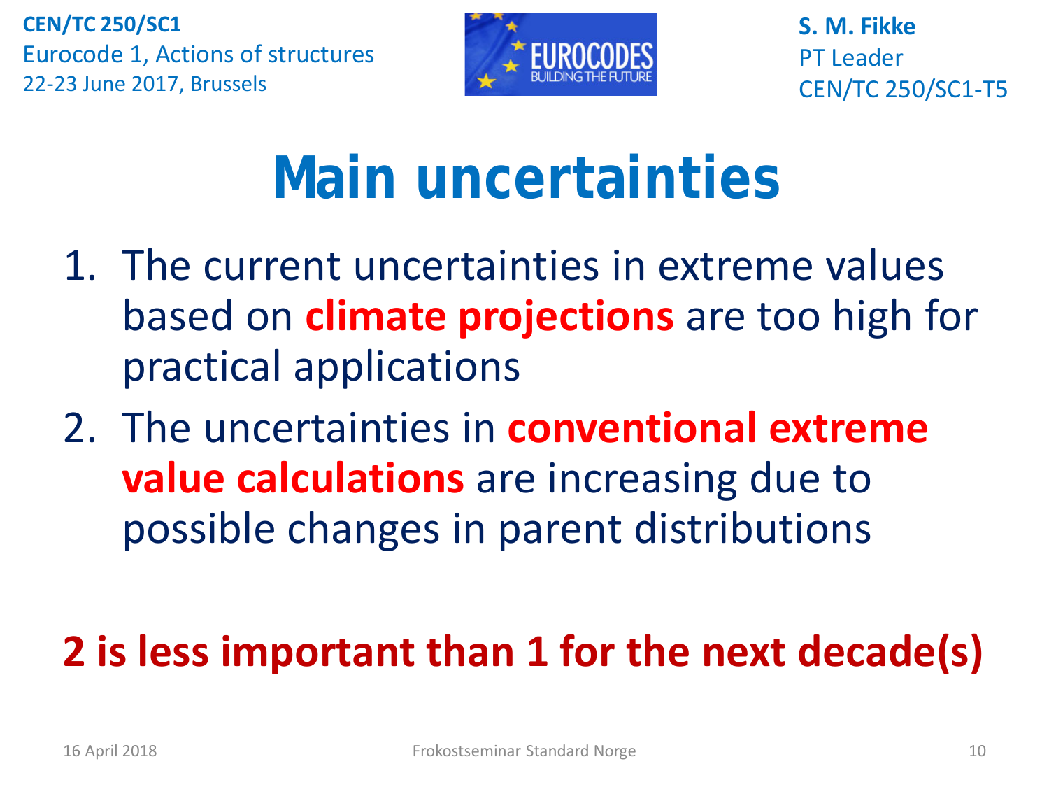# Main uncertainties

1. The current uncertainties in extreme values based on **climate projections** are too high for practical applications
2. The uncertainties in **conventional extreme value calculations** are increasing due to possible changes in parent distributions

**2 is less important than 1 for the next decade(s)**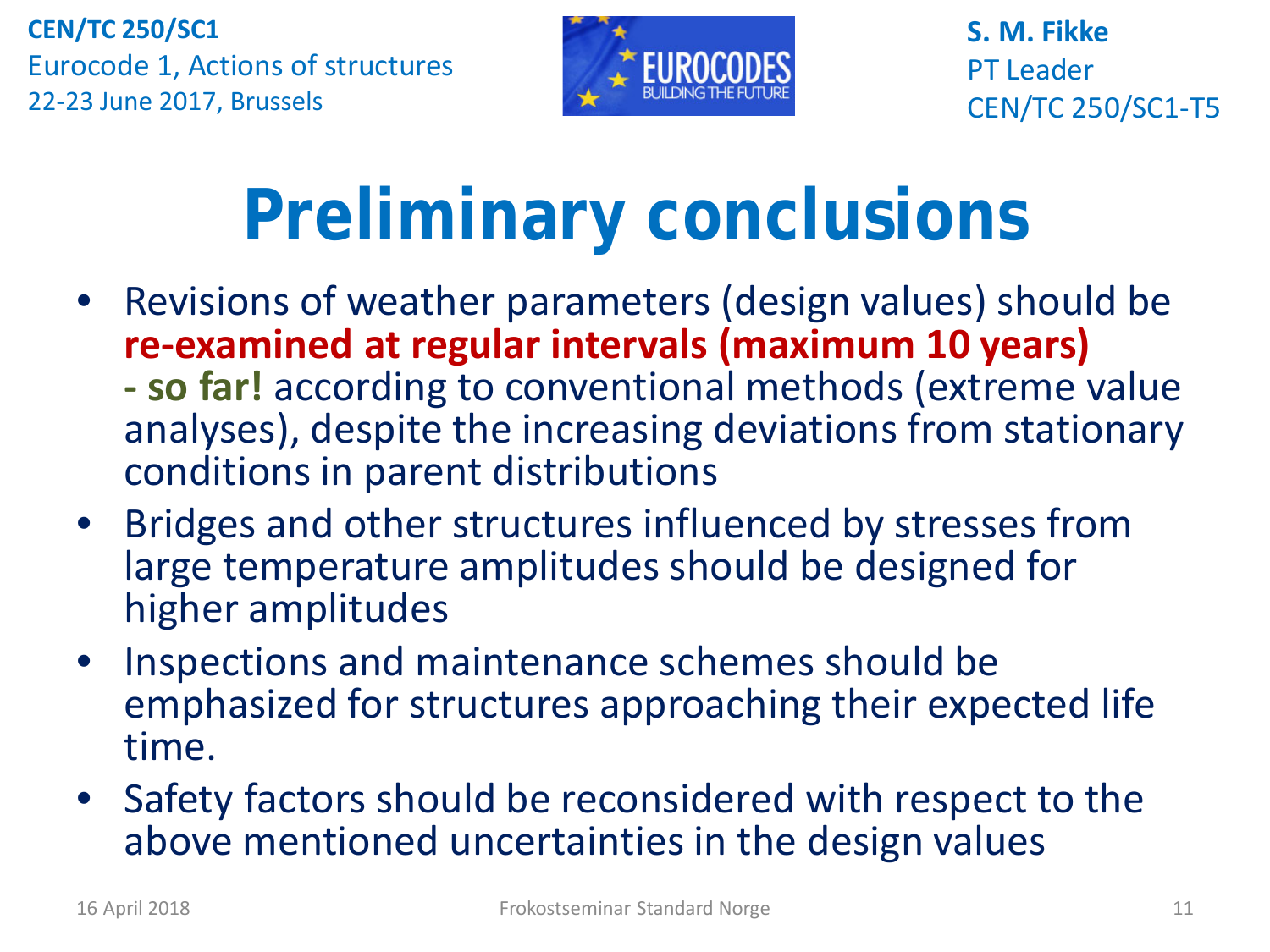CEN/TC 250/SC1
Eurocode 1, Actions of structures
22-23 June 2017, Brussels

S. M. Fikke
PT Leader
CEN/TC 250/SC1-T5

# Preliminary conclusions

- Revisions of weather parameters (design values) should be **re-examined at regular intervals (maximum 10 years)** **- so far!** according to conventional methods (extreme value analyses), despite the increasing deviations from stationary conditions in parent distributions
- Bridges and other structures influenced by stresses from large temperature amplitudes should be designed for higher amplitudes
- Inspections and maintenance schemes should be emphasized for structures approaching their expected life time.
- Safety factors should be reconsidered with respect to the above mentioned uncertainties in the design values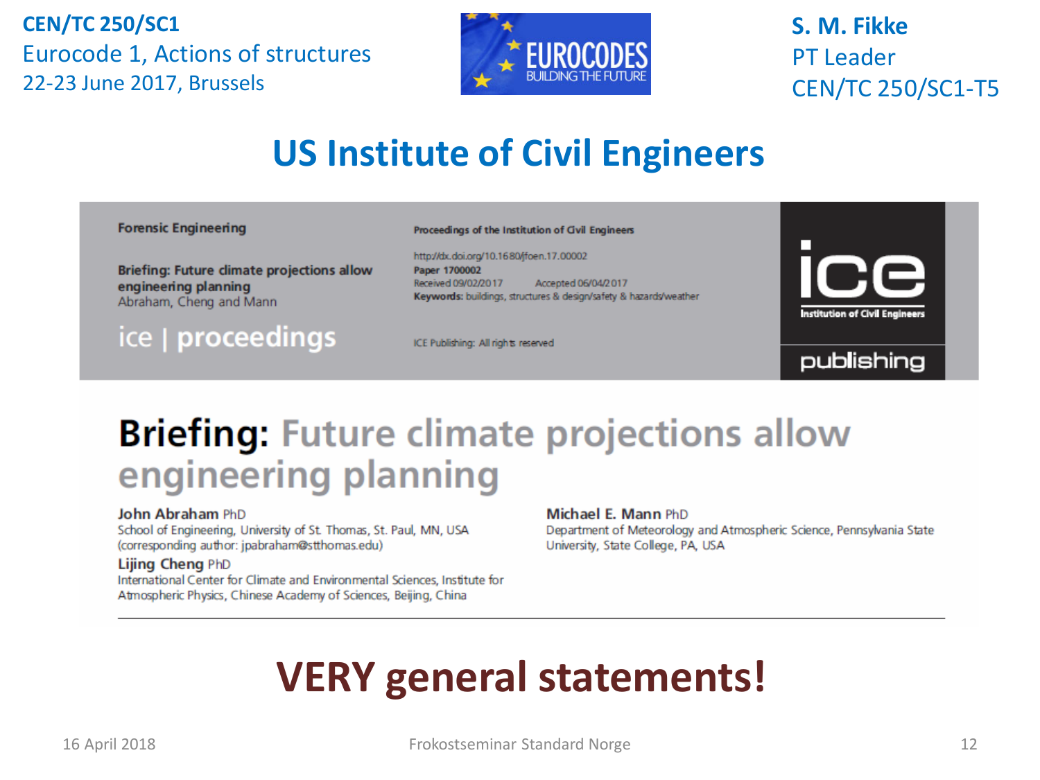CEN/TC 250/SC1
Eurocode 1, Actions of structures
22-23 June 2017, Brussels

S. M. Fikke
PT Leader
CEN/TC 250/SC1-T5

# US Institute of Civil Engineers

Forensic Engineering

Briefing: Future climate projections allow engineering planning
Abraham, Cheng and Mann

ice | proceedings

Proceedings of the Institution of Civil Engineers

http://dx.doi.org/10.1680/jfoen.17.00002
Paper 1700002
Received 09/02/2017 Accepted 06/04/2017
Keywords: buildings, structures & design/safety & hazards/weather

ICE Publishing: All rights reserved

## Briefing: Future climate projections allow engineering planning

**John Abraham** PhD
School of Engineering, University of St. Thomas, St. Paul, MN, USA
(corresponding author: jpabraham@stthomas.edu)

**Lijing Cheng** PhD
International Center for Climate and Environmental Sciences, Institute for Atmospheric Physics, Chinese Academy of Sciences, Beijing, China

**Michael E. Mann** PhD
Department of Meteorology and Atmospheric Science, Pennsylvania State University, State College, PA, USA

## VERY general statements!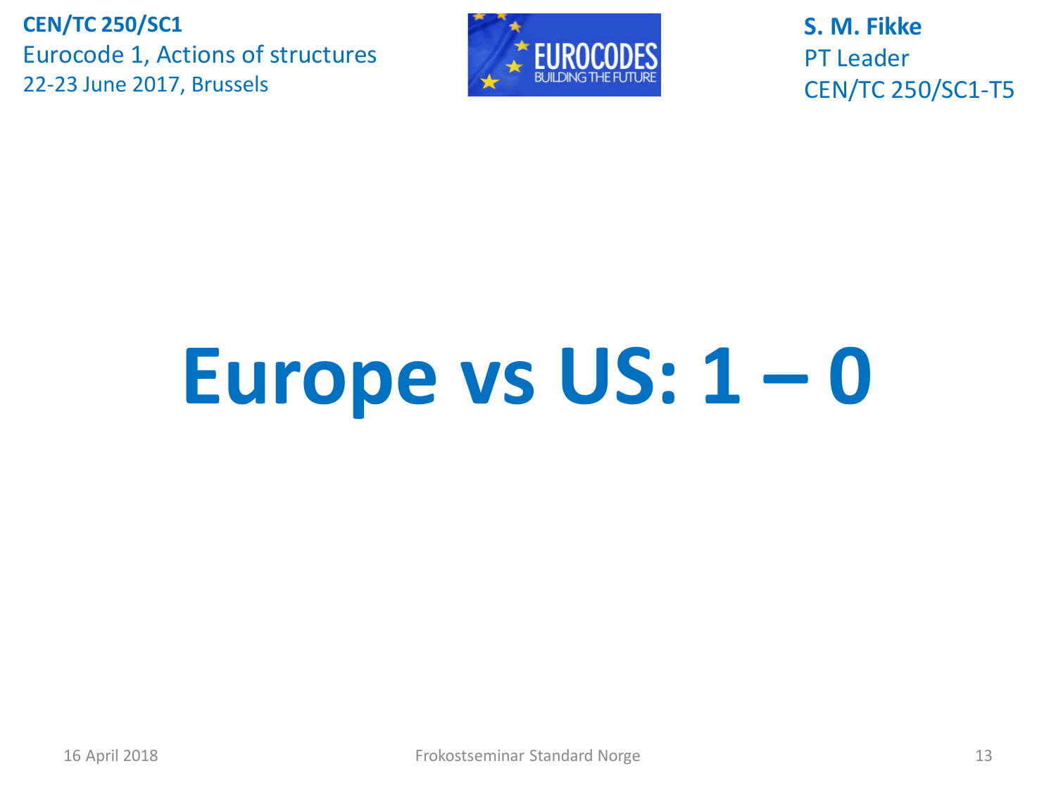CEN/TC 250/SC1
Eurocode 1, Actions of structures
22-23 June 2017, Brussels

S. M. Fikke
PT Leader
CEN/TC 250/SC1-T5

# Europe vs US: 1 – 0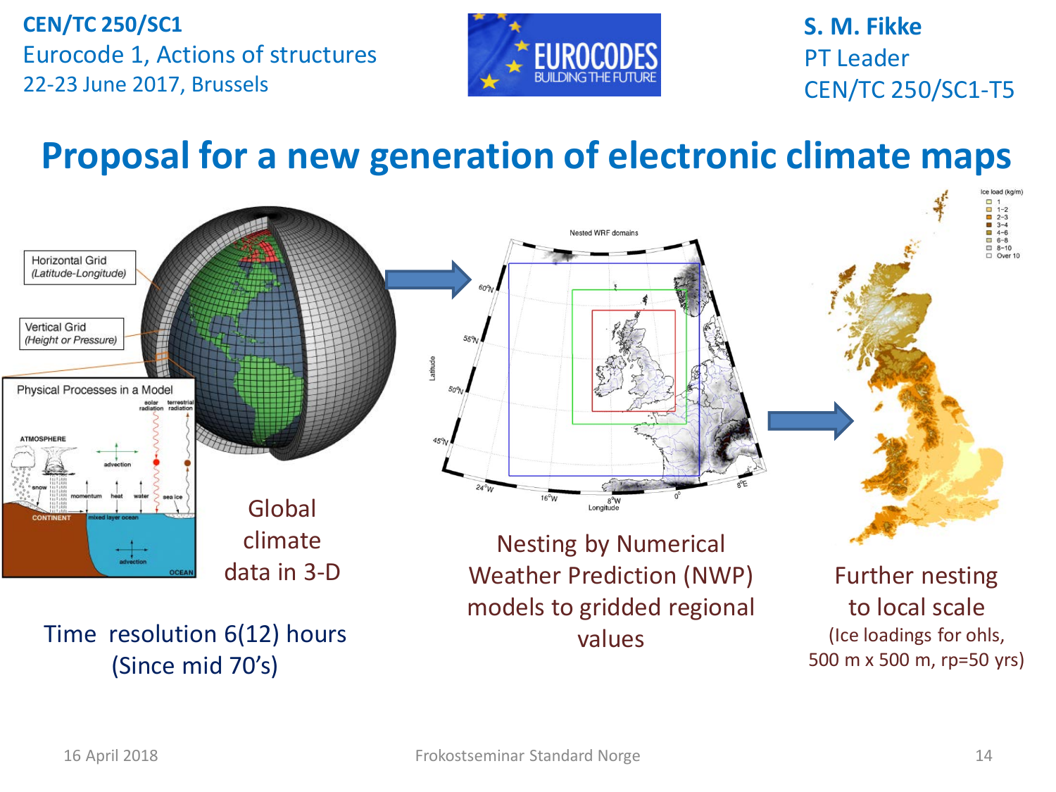CEN/TC 250/SC1
Eurocode 1, Actions of structures
22-23 June 2017, Brussels

S. M. Fikke
PT Leader
CEN/TC 250/SC1-T5

# Proposal for a new generation of electronic climate maps

Global climate data in 3-D

Time resolution 6(12) hours (Since mid 70's)

Nesting by Numerical Weather Prediction (NWP) models to gridded regional values

Further nesting to local scale (Ice loadings for ohls, 500 m x 500 m, rp=50 yrs)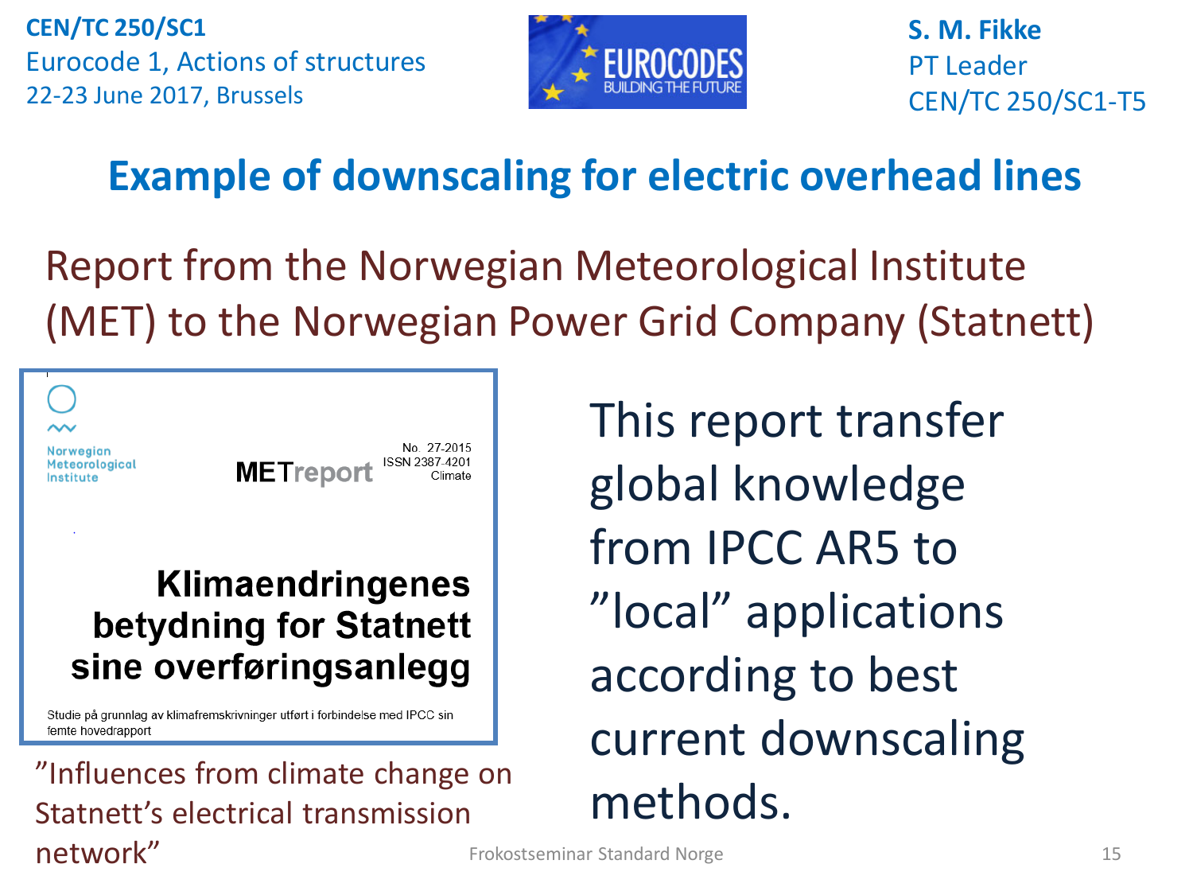CEN/TC 250/SC1
Eurocode 1, Actions of structures
22-23 June 2017, Brussels

S. M. Fikke
PT Leader
CEN/TC 250/SC1-T5

# Example of downscaling for electric overhead lines

Report from the Norwegian Meteorological Institute (MET) to the Norwegian Power Grid Company (Statnett)

Norwegian Meteorological Institute

METreport

No. 27-2015
ISSN 2387-4201
Climate

**Klimaendringenes betydning for Statnett sine overføringsanlegg**

Studie på grunnlag av klimafremskrivninger utført i forbindelse med IPCC sin femte hovedrapport

"Influences from climate change on Statnett's electrical transmission network"

This report transfer global knowledge from IPCC AR5 to "local" applications according to best current downscaling methods.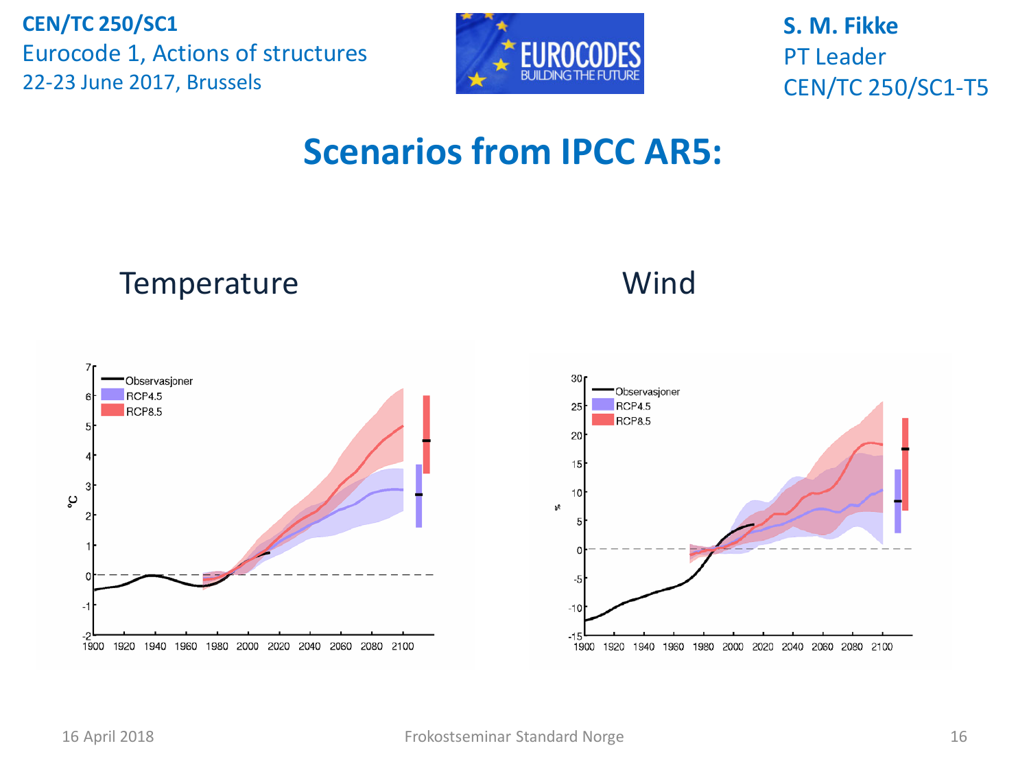# Scenarios from IPCC AR5:

Temperature

Wind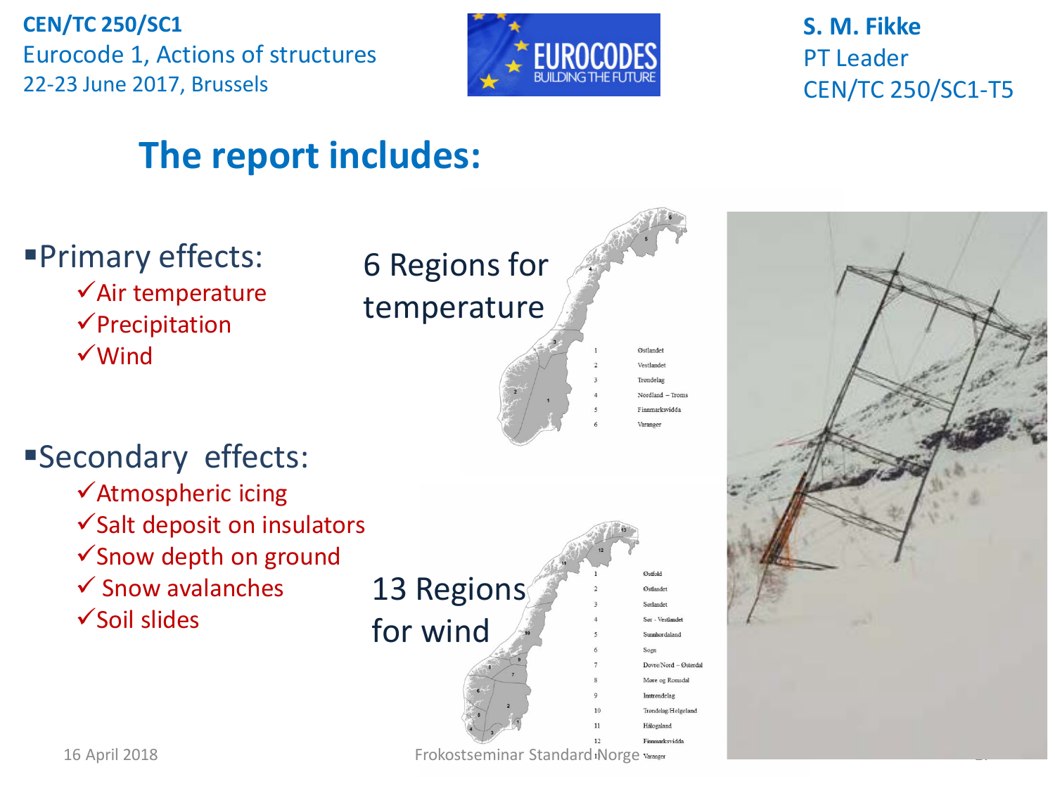CEN/TC 250/SC1
Eurocode 1, Actions of structures
22-23 June 2017, Brussels

S. M. Fikke
PT Leader
CEN/TC 250/SC1-T5

# The report includes:

- Primary effects:
  - ✓ Air temperature
  - ✓ Precipitation
  - ✓ Wind
- Secondary effects:
  - ✓ Atmospheric icing
  - ✓ Salt deposit on insulators
  - ✓ Snow depth on ground
  - ✓ Snow avalanches
  - ✓ Soil slides

6 Regions for temperature

| | |
|---|---|
| 1 | Østlandet |
| 2 | Vestlandet |
| 3 | Trøndelag |
| 4 | Nordland – Troms |
| 5 | Finnmarksvidda |
| 6 | Varanger |

13 Regions for wind

| | |
|---|---|
| 1 | Østfold |
| 2 | Østlandet |
| 3 | Sørlandet |
| 4 | Sør - Vestlandet |
| 5 | Sunnhordaland |
| 6 | Sogn |
| 7 | Dovre/Nord – Østerdal |
| 8 | Møre og Romsdal |
| 9 | Inntrøndelag |
| 10 | Trøndelag/Helgeland |
| 11 | Hålogaland |
| 12 | Finnmarksvidda |
| 13 | Varanger |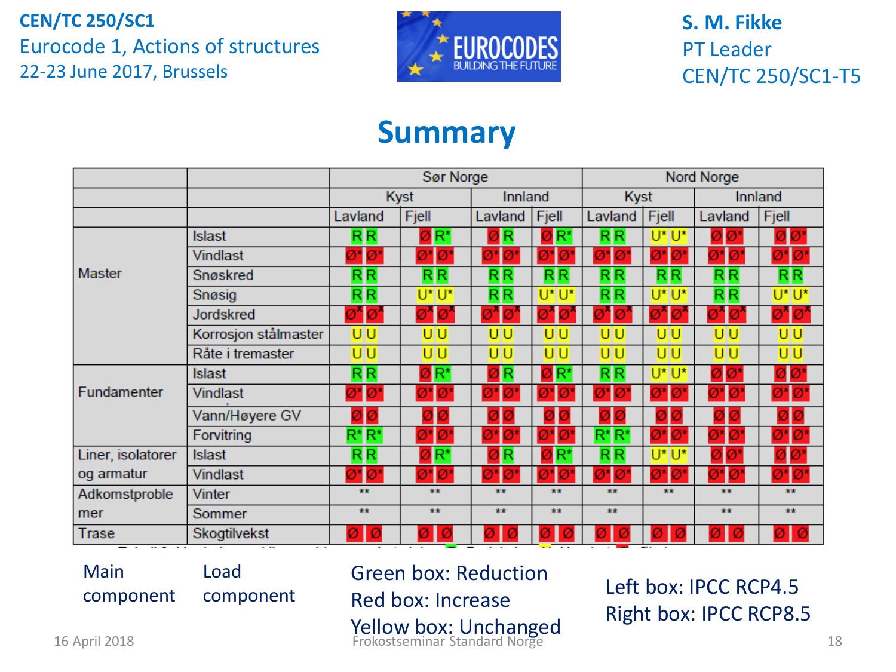CEN/TC 250/SC1
Eurocode 1, Actions of structures
22-23 June 2017, Brussels

S. M. Fikke
PT Leader
CEN/TC 250/SC1-T5

# Summary

| | | Sør Norge | | | | Nord Norge | | | |
|---|---|---|---|---|---|---|---|---|---|
| | | Kyst | | Innland | | Kyst | | Innland | |
| | | Lavland | Fjell | Lavland | Fjell | Lavland | Fjell | Lavland | Fjell |
| Master | Islast | R R | Ø R* | Ø R | Ø R* | R R | U* U* | Ø Ø* | Ø Ø* |
| | Vindlast | Ø* Ø* | Ø* Ø* | Ø* Ø* | Ø* Ø* | Ø* Ø* | Ø* Ø* | Ø* Ø* | Ø* Ø* |
| | Snøskred | R R | R R | R R | R R | R R | R R | R R | R R |
| | Snøsig | R R | U* U* | R R | U* U* | R R | U* U* | R R | U* U* |
| | Jordskred | Ø* Ø* | Ø* Ø* | Ø* Ø* | Ø* Ø* | Ø* Ø* | Ø* Ø* | Ø* Ø* | Ø* Ø* |
| | Korrosjon stålmaster | U U | U U | U U | U U | U U | U U | U U | U U |
| | Råte i tremaster | U U | U U | U U | U U | U U | U U | U U | U U |
| Fundamenter | Islast | R R | Ø R* | Ø R | Ø R* | R R | U* U* | Ø Ø* | Ø Ø* |
| | Vindlast | Ø* Ø* | Ø* Ø* | Ø* Ø* | Ø* Ø* | Ø* Ø* | Ø* Ø* | Ø* Ø* | Ø* Ø* |
| | Vann/Høyere GV | Ø Ø | Ø Ø | Ø Ø | Ø Ø | Ø Ø | Ø Ø | Ø Ø | Ø Ø |
| | Forvitring | R* R* | Ø* Ø* | Ø* Ø* | Ø* Ø* | R* R* | Ø* Ø* | Ø* Ø* | Ø* Ø* |
| Liner, isolatorer og armatur | Islast | R R | Ø R* | Ø R | Ø R* | R R | U* U* | Ø Ø* | Ø Ø* |
| | Vindlast | Ø* Ø* | Ø* Ø* | Ø* Ø* | Ø* Ø* | Ø* Ø* | Ø* Ø* | Ø* Ø* | Ø* Ø* |
| Adkomstproblemer | Vinter | ** | ** | ** | ** | ** | ** | ** | ** |
| | Sommer | ** | ** | ** | ** | ** | | ** | ** |
| Trase | Skogtilvekst | Ø Ø | Ø Ø | Ø Ø | Ø Ø | Ø Ø | Ø Ø | Ø Ø | Ø Ø |

Main component | Load component

Green box: Reduction
Red box: Increase
Yellow box: Unchanged

Left box: IPCC RCP4.5
Right box: IPCC RCP8.5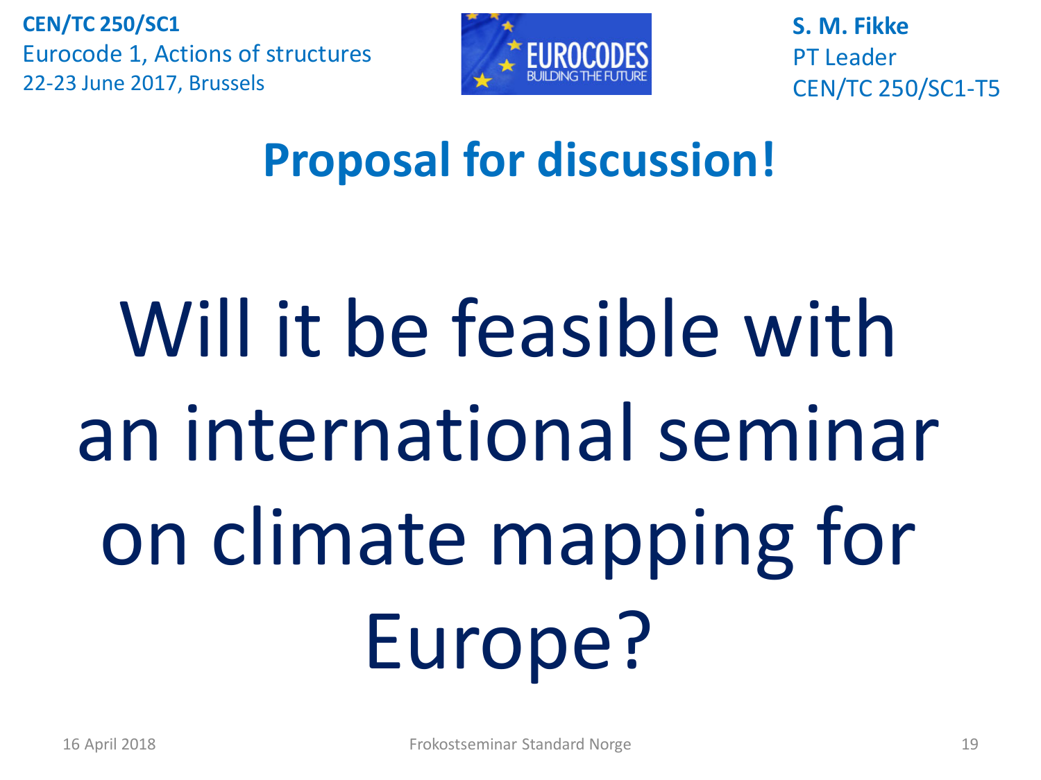**CEN/TC 250/SC1**
Eurocode 1, Actions of structures
22-23 June 2017, Brussels

**S. M. Fikke**
PT Leader
CEN/TC 250/SC1-T5

## Proposal for discussion!

# Will it be feasible with an international seminar on climate mapping for Europe?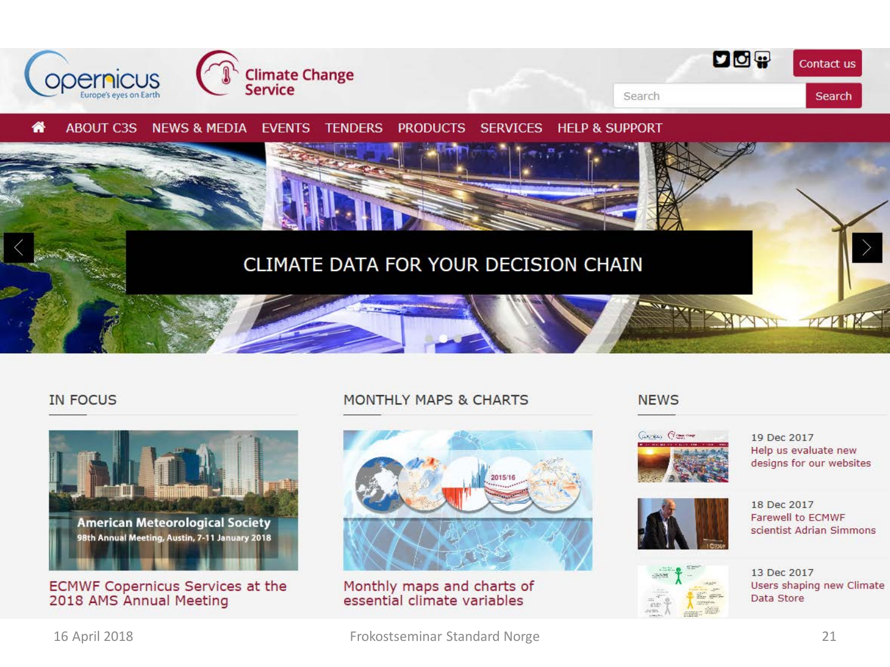Copernicus — Europe's eyes on Earth

Climate Change Service

Contact us

Search

🏠 ABOUT C3S | NEWS & MEDIA | EVENTS | TENDERS | PRODUCTS | SERVICES | HELP & SUPPORT

CLIMATE DATA FOR YOUR DECISION CHAIN

## IN FOCUS

American Meteorological Society
98th Annual Meeting, Austin, 7-11 January 2018

ECMWF Copernicus Services at the 2018 AMS Annual Meeting

## MONTHLY MAPS & CHARTS

Monthly maps and charts of essential climate variables

## NEWS

19 Dec 2017
Help us evaluate new designs for our websites

18 Dec 2017
Farewell to ECMWF scientist Adrian Simmons

13 Dec 2017
Users shaping new Climate Data Store

16 April 2018 — Frokostseminar Standard Norge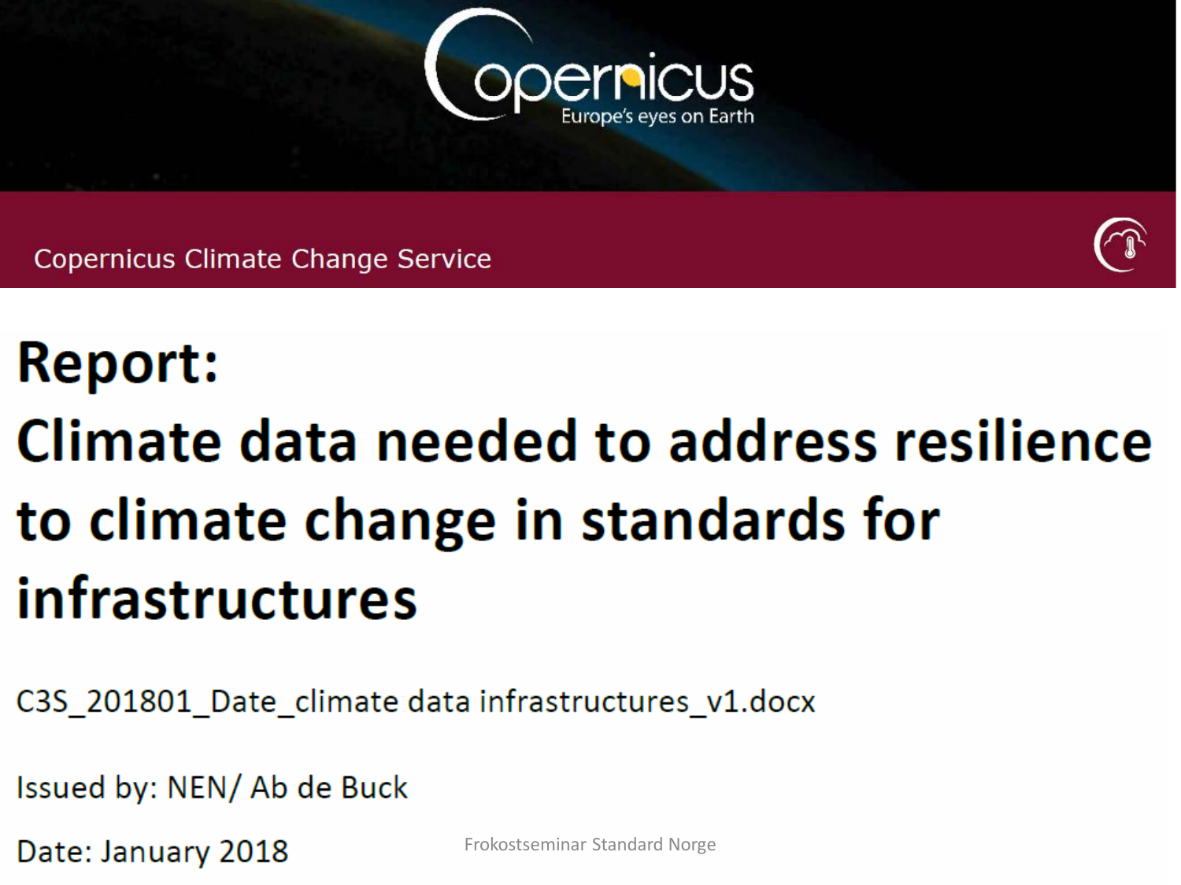Copernicus
Europe's eyes on Earth

Copernicus Climate Change Service

# Report:
# Climate data needed to address resilience to climate change in standards for infrastructures

C3S_201801_Date_climate data infrastructures_v1.docx

Issued by: NEN/ Ab de Buck

Date: January 2018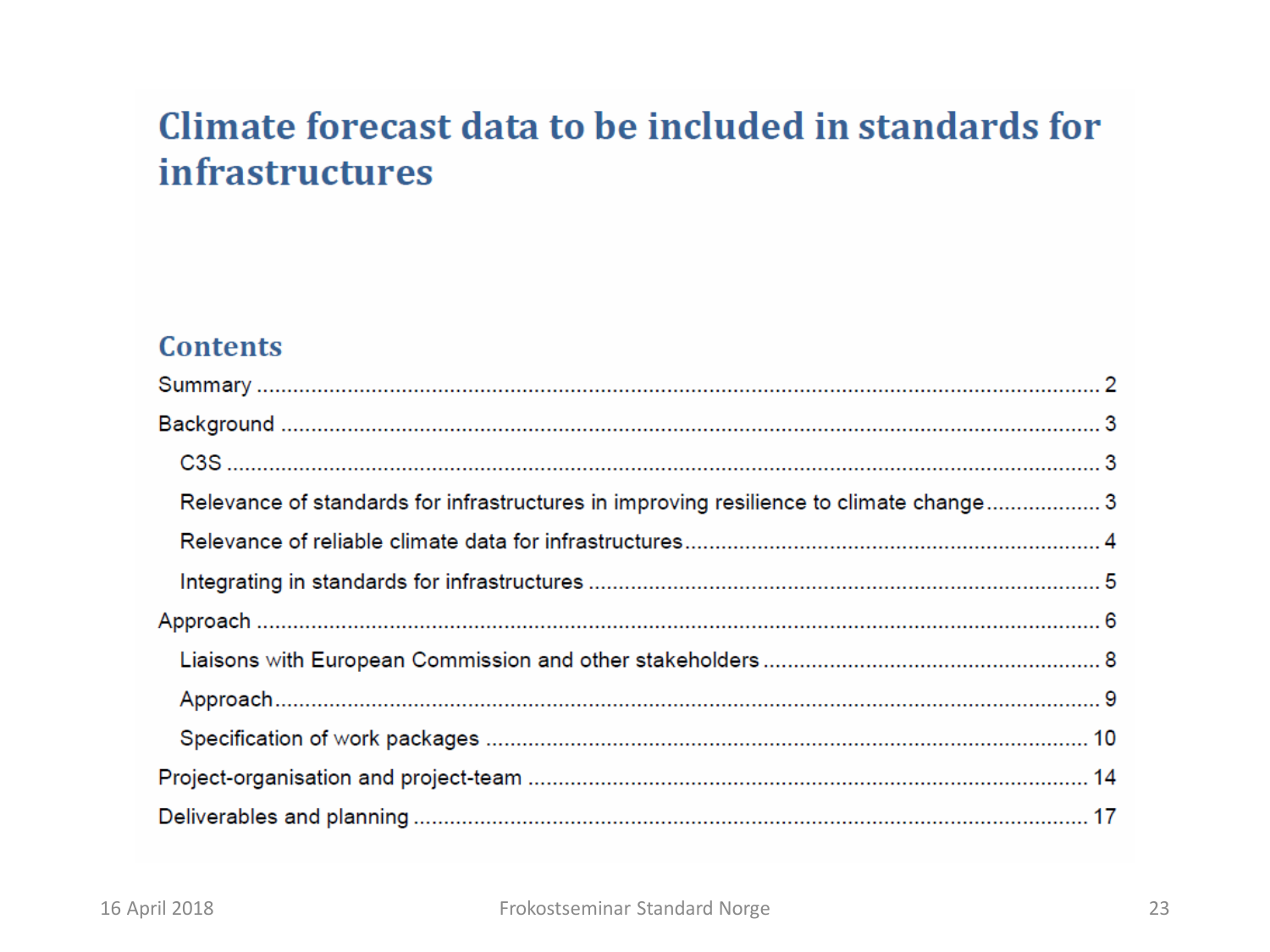# Climate forecast data to be included in standards for infrastructures

## Contents

- Summary ........ 2
- Background ........ 3
  - C3S ........ 3
  - Relevance of standards for infrastructures in improving resilience to climate change ........ 3
  - Relevance of reliable climate data for infrastructures ........ 4
  - Integrating in standards for infrastructures ........ 5
- Approach ........ 6
  - Liaisons with European Commission and other stakeholders ........ 8
  - Approach ........ 9
  - Specification of work packages ........ 10
- Project-organisation and project-team ........ 14
- Deliverables and planning ........ 17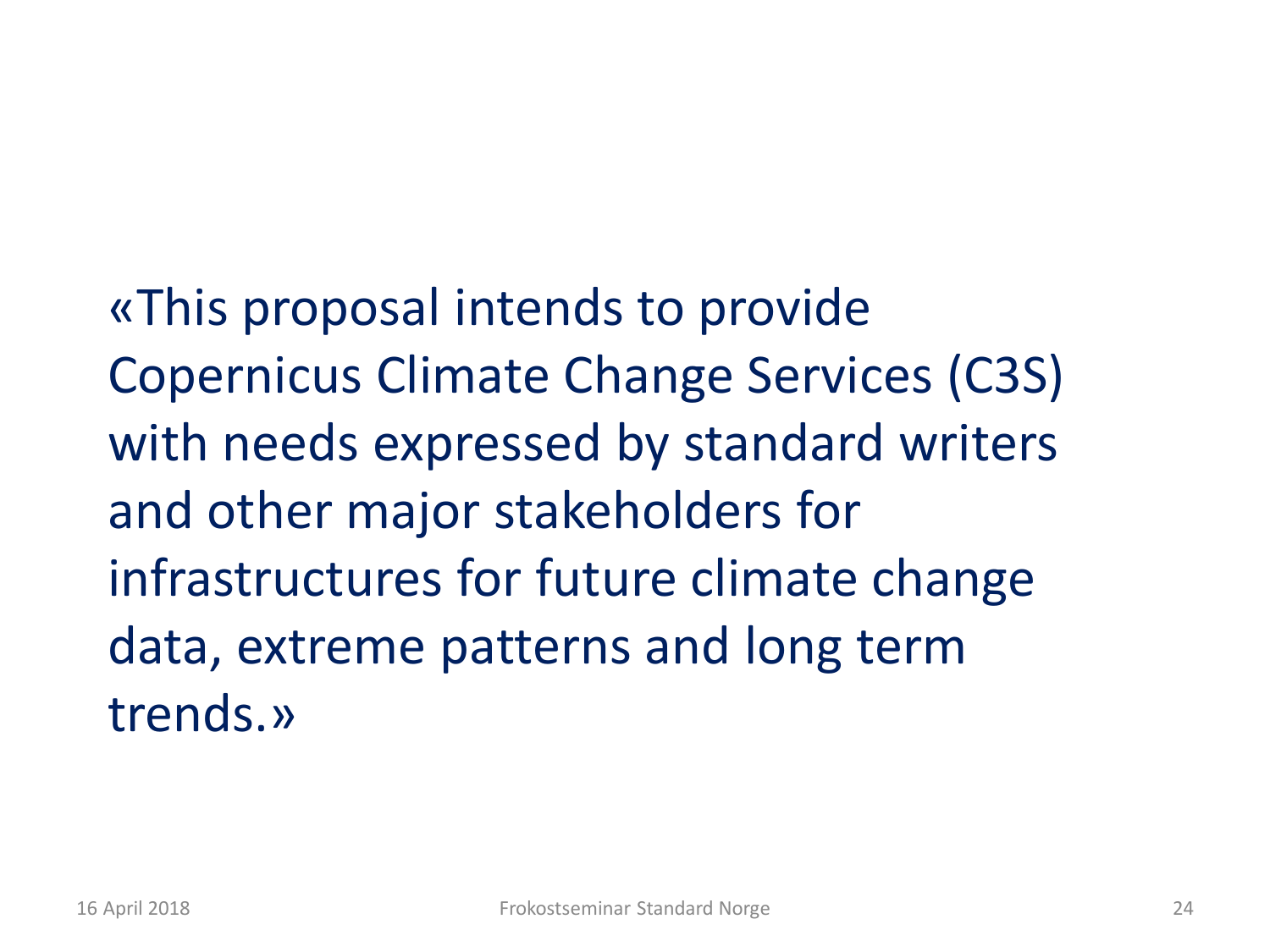«This proposal intends to provide Copernicus Climate Change Services (C3S) with needs expressed by standard writers and other major stakeholders for infrastructures for future climate change data, extreme patterns and long term trends.»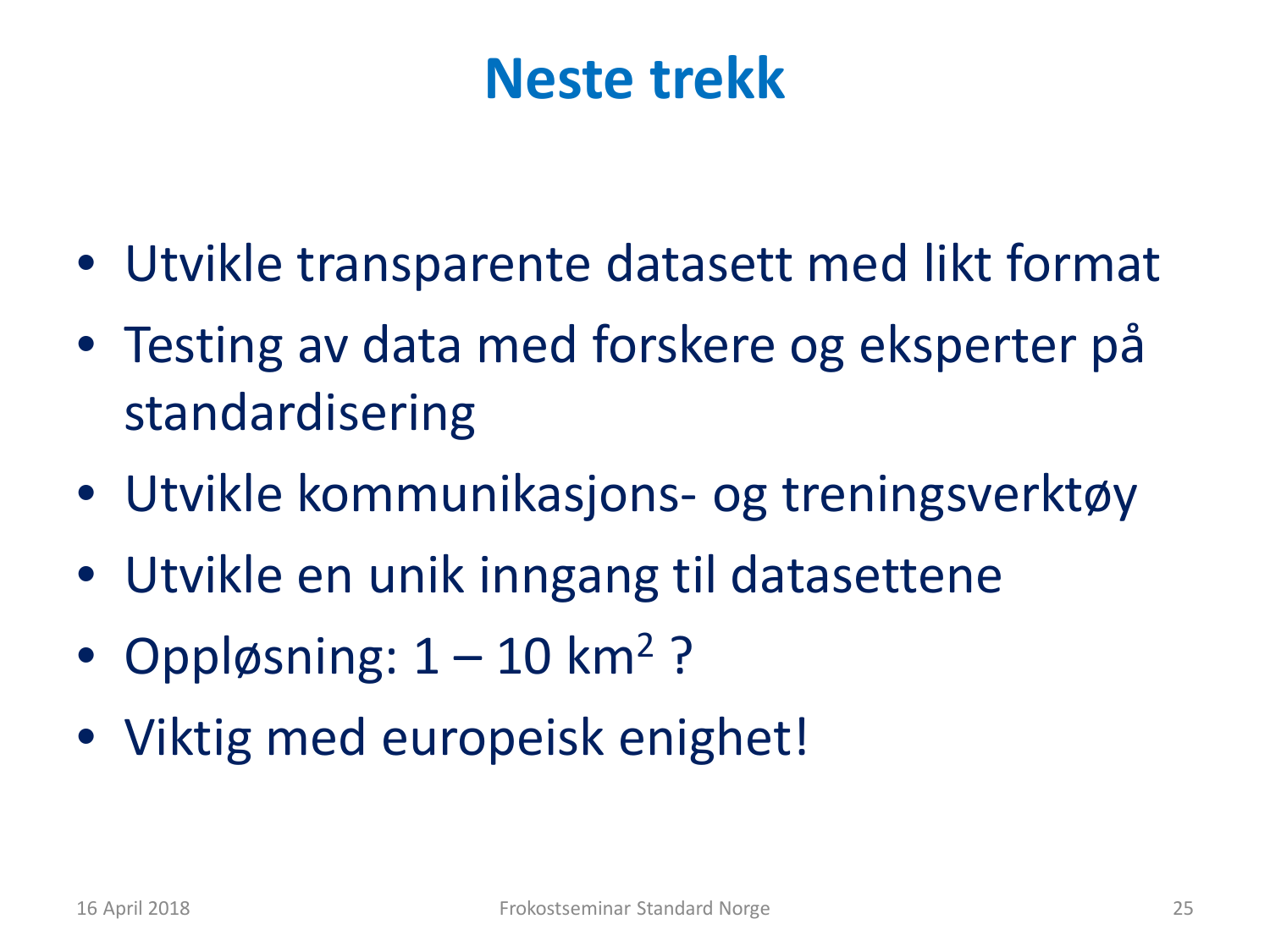# Neste trekk

- Utvikle transparente datasett med likt format
- Testing av data med forskere og eksperter på standardisering
- Utvikle kommunikasjons- og treningsverktøy
- Utvikle en unik inngang til datasettene
- Oppløsning: 1 – 10 $km^2$ ?
- Viktig med europeisk enighet!